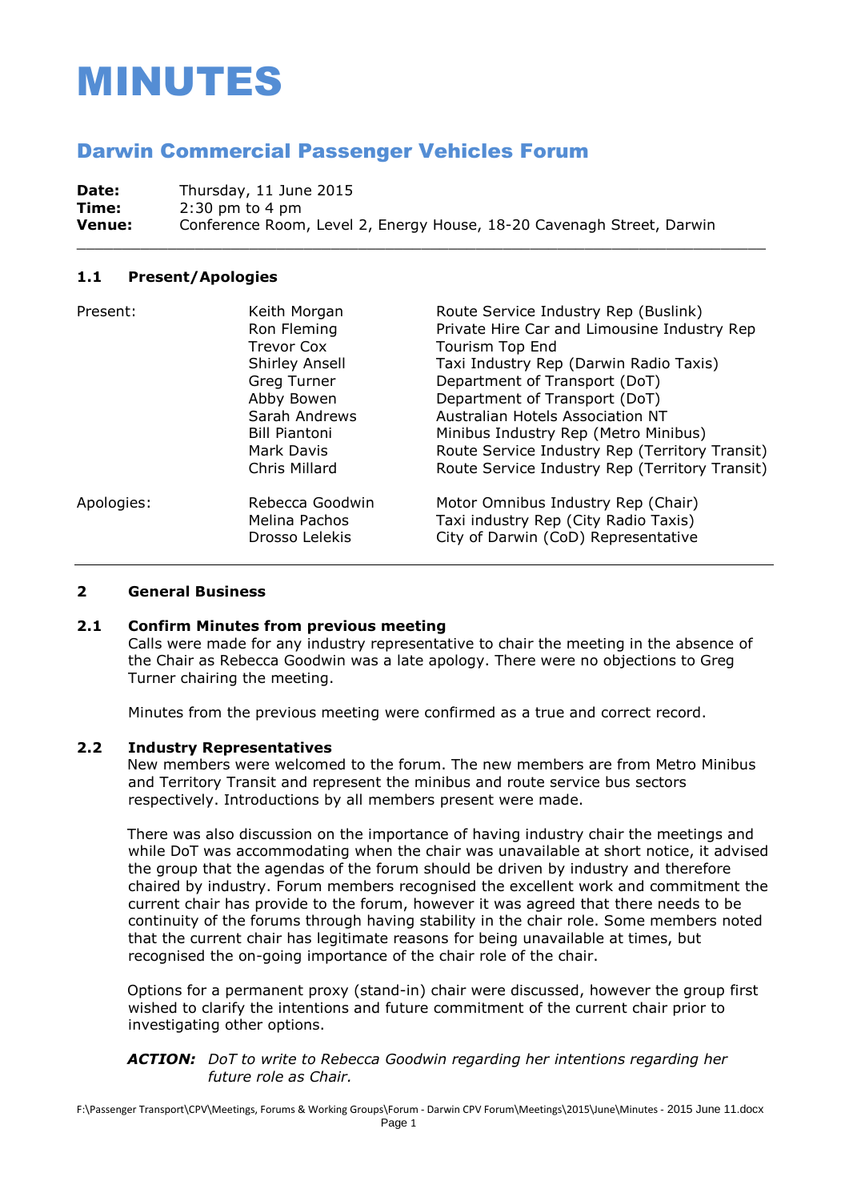# MINUTES

## Darwin Commercial Passenger Vehicles Forum

**Date:** Thursday, 11 June 2015
**Time:** 2:30 pm to 4 pm
**Venue:** Conference Room, Level 2, Energy House, 18-20 Cavenagh Street, Darwin

### 1.1 Present/Apologies

| | | |
|---|---|---|
| Present: | Keith Morgan | Route Service Industry Rep (Buslink) |
| | Ron Fleming | Private Hire Car and Limousine Industry Rep |
| | Trevor Cox | Tourism Top End |
| | Shirley Ansell | Taxi Industry Rep (Darwin Radio Taxis) |
| | Greg Turner | Department of Transport (DoT) |
| | Abby Bowen | Department of Transport (DoT) |
| | Sarah Andrews | Australian Hotels Association NT |
| | Bill Piantoni | Minibus Industry Rep (Metro Minibus) |
| | Mark Davis | Route Service Industry Rep (Territory Transit) |
| | Chris Millard | Route Service Industry Rep (Territory Transit) |
| Apologies: | Rebecca Goodwin | Motor Omnibus Industry Rep (Chair) |
| | Melina Pachos | Taxi industry Rep (City Radio Taxis) |
| | Drosso Lelekis | City of Darwin (CoD) Representative |

### 2 General Business

### 2.1 Confirm Minutes from previous meeting

Calls were made for any industry representative to chair the meeting in the absence of the Chair as Rebecca Goodwin was a late apology. There were no objections to Greg Turner chairing the meeting.

Minutes from the previous meeting were confirmed as a true and correct record.

### 2.2 Industry Representatives

New members were welcomed to the forum. The new members are from Metro Minibus and Territory Transit and represent the minibus and route service bus sectors respectively. Introductions by all members present were made.

There was also discussion on the importance of having industry chair the meetings and while DoT was accommodating when the chair was unavailable at short notice, it advised the group that the agendas of the forum should be driven by industry and therefore chaired by industry. Forum members recognised the excellent work and commitment the current chair has provide to the forum, however it was agreed that there needs to be continuity of the forums through having stability in the chair role. Some members noted that the current chair has legitimate reasons for being unavailable at times, but recognised the on-going importance of the chair role of the chair.

Options for a permanent proxy (stand-in) chair were discussed, however the group first wished to clarify the intentions and future commitment of the current chair prior to investigating other options.

***ACTION:*** *DoT to write to Rebecca Goodwin regarding her intentions regarding her future role as Chair.*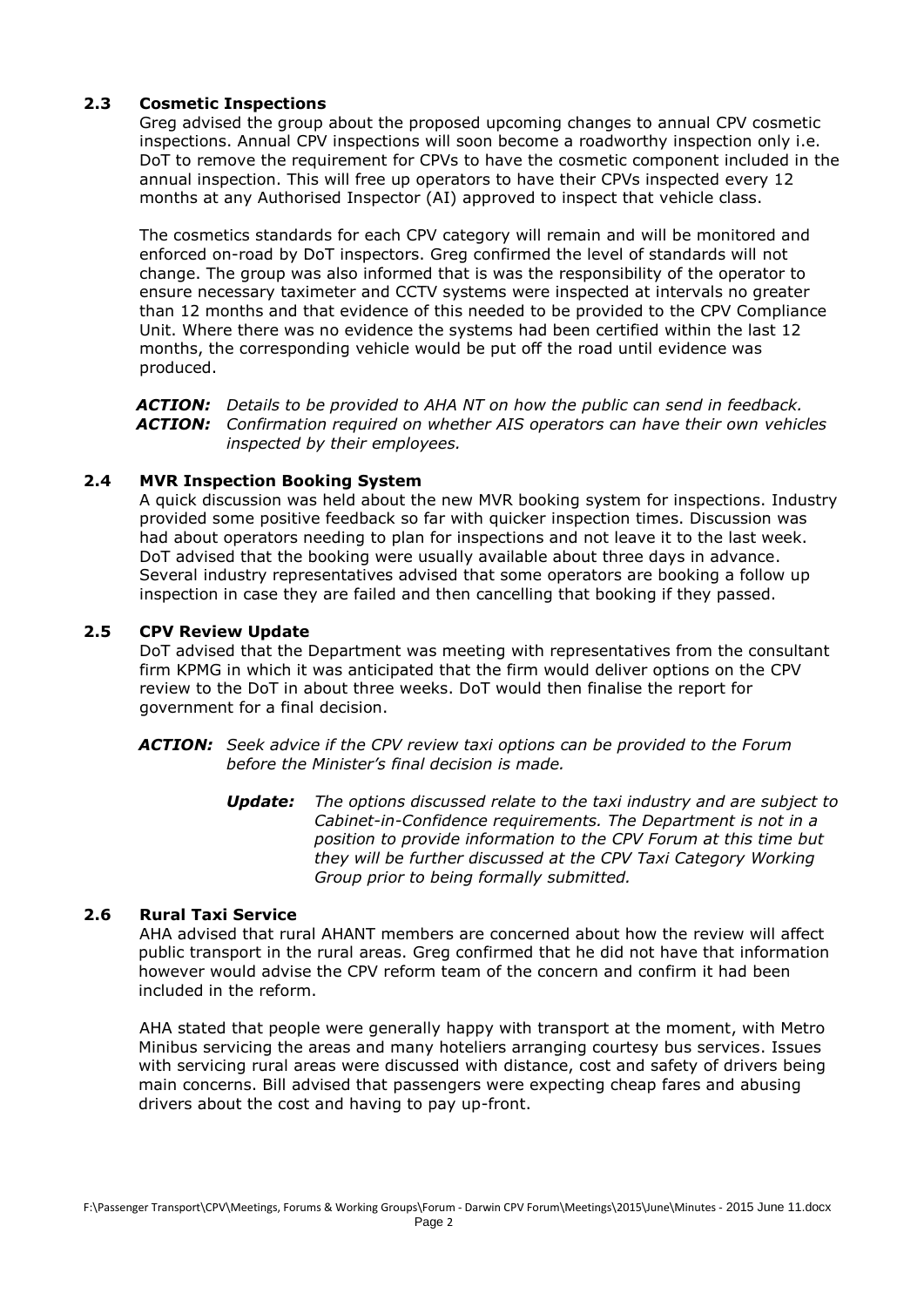### 2.3 Cosmetic Inspections

Greg advised the group about the proposed upcoming changes to annual CPV cosmetic inspections. Annual CPV inspections will soon become a roadworthy inspection only i.e. DoT to remove the requirement for CPVs to have the cosmetic component included in the annual inspection. This will free up operators to have their CPVs inspected every 12 months at any Authorised Inspector (AI) approved to inspect that vehicle class.

The cosmetics standards for each CPV category will remain and will be monitored and enforced on-road by DoT inspectors. Greg confirmed the level of standards will not change. The group was also informed that is was the responsibility of the operator to ensure necessary taximeter and CCTV systems were inspected at intervals no greater than 12 months and that evidence of this needed to be provided to the CPV Compliance Unit. Where there was no evidence the systems had been certified within the last 12 months, the corresponding vehicle would be put off the road until evidence was produced.

***ACTION:*** *Details to be provided to AHA NT on how the public can send in feedback.*
***ACTION:*** *Confirmation required on whether AIS operators can have their own vehicles inspected by their employees.*

### 2.4 MVR Inspection Booking System

A quick discussion was held about the new MVR booking system for inspections. Industry provided some positive feedback so far with quicker inspection times. Discussion was had about operators needing to plan for inspections and not leave it to the last week. DoT advised that the booking were usually available about three days in advance. Several industry representatives advised that some operators are booking a follow up inspection in case they are failed and then cancelling that booking if they passed.

### 2.5 CPV Review Update

DoT advised that the Department was meeting with representatives from the consultant firm KPMG in which it was anticipated that the firm would deliver options on the CPV review to the DoT in about three weeks. DoT would then finalise the report for government for a final decision.

***ACTION:*** *Seek advice if the CPV review taxi options can be provided to the Forum before the Minister's final decision is made.*

> ***Update:*** *The options discussed relate to the taxi industry and are subject to Cabinet-in-Confidence requirements. The Department is not in a position to provide information to the CPV Forum at this time but they will be further discussed at the CPV Taxi Category Working Group prior to being formally submitted.*

### 2.6 Rural Taxi Service

AHA advised that rural AHANT members are concerned about how the review will affect public transport in the rural areas. Greg confirmed that he did not have that information however would advise the CPV reform team of the concern and confirm it had been included in the reform.

AHA stated that people were generally happy with transport at the moment, with Metro Minibus servicing the areas and many hoteliers arranging courtesy bus services. Issues with servicing rural areas were discussed with distance, cost and safety of drivers being main concerns. Bill advised that passengers were expecting cheap fares and abusing drivers about the cost and having to pay up-front.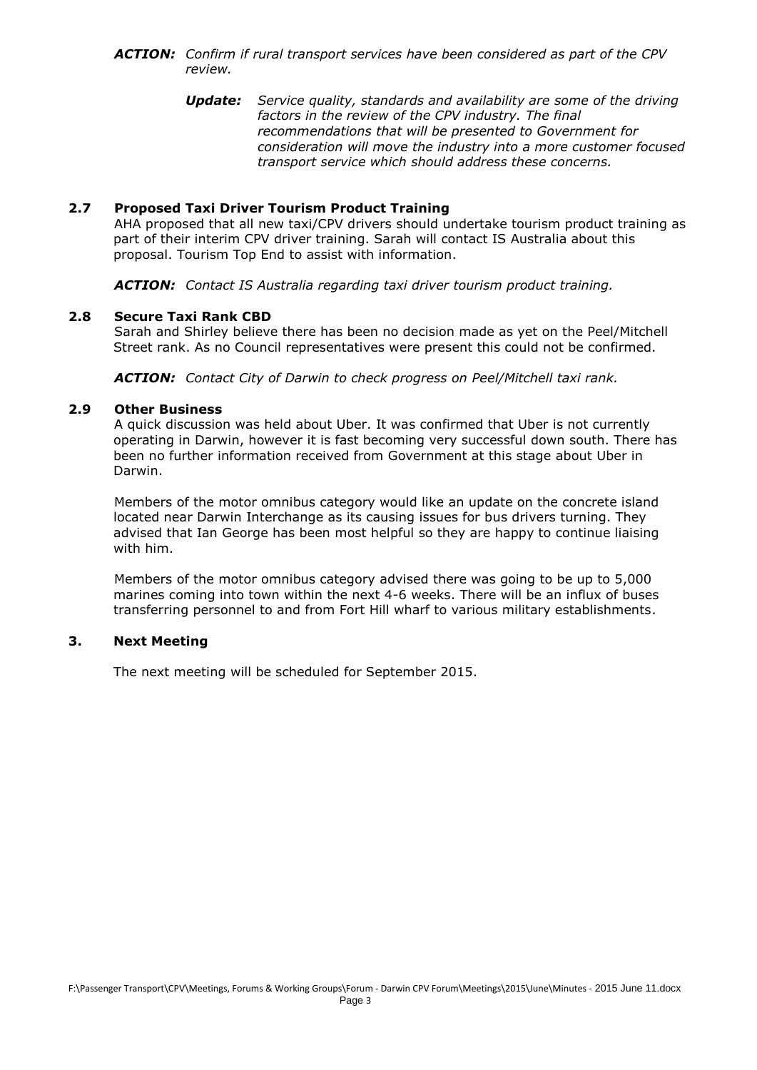***ACTION:*** *Confirm if rural transport services have been considered as part of the CPV review.*

> ***Update:*** *Service quality, standards and availability are some of the driving factors in the review of the CPV industry. The final recommendations that will be presented to Government for consideration will move the industry into a more customer focused transport service which should address these concerns.*

### 2.7 Proposed Taxi Driver Tourism Product Training

AHA proposed that all new taxi/CPV drivers should undertake tourism product training as part of their interim CPV driver training. Sarah will contact IS Australia about this proposal. Tourism Top End to assist with information.

***ACTION:*** *Contact IS Australia regarding taxi driver tourism product training.*

### 2.8 Secure Taxi Rank CBD

Sarah and Shirley believe there has been no decision made as yet on the Peel/Mitchell Street rank. As no Council representatives were present this could not be confirmed.

***ACTION:*** *Contact City of Darwin to check progress on Peel/Mitchell taxi rank.*

### 2.9 Other Business

A quick discussion was held about Uber. It was confirmed that Uber is not currently operating in Darwin, however it is fast becoming very successful down south. There has been no further information received from Government at this stage about Uber in Darwin.

Members of the motor omnibus category would like an update on the concrete island located near Darwin Interchange as its causing issues for bus drivers turning. They advised that Ian George has been most helpful so they are happy to continue liaising with him.

Members of the motor omnibus category advised there was going to be up to 5,000 marines coming into town within the next 4-6 weeks. There will be an influx of buses transferring personnel to and from Fort Hill wharf to various military establishments.

## 3. Next Meeting

The next meeting will be scheduled for September 2015.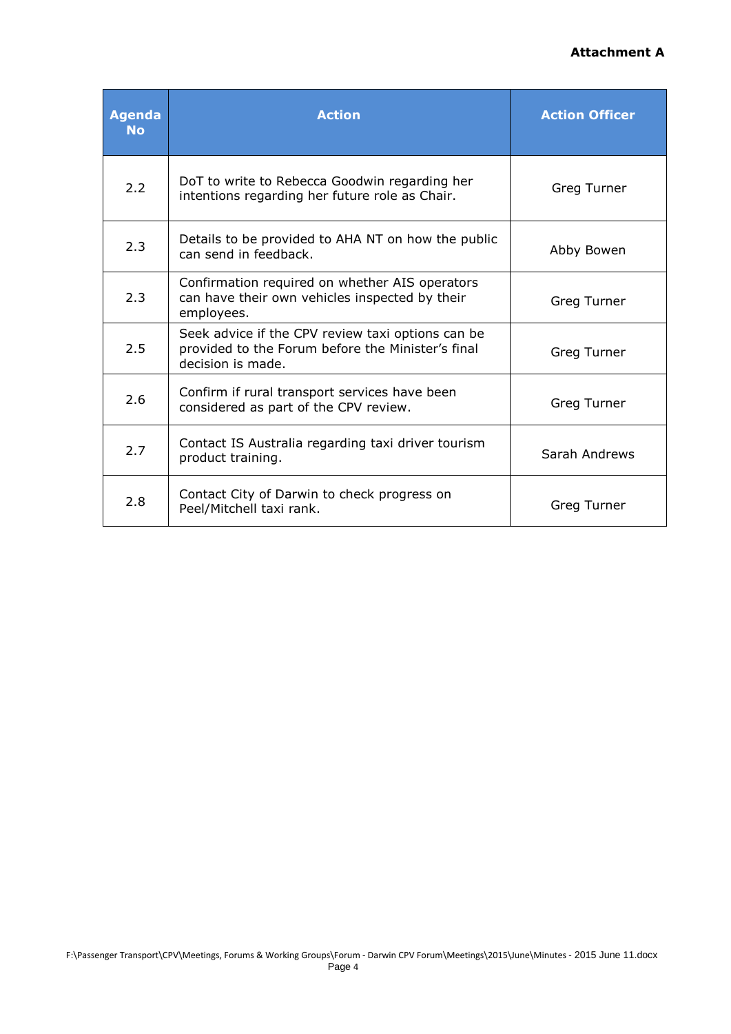**Attachment A**

| Agenda No | Action | Action Officer |
|---|---|---|
| 2.2 | DoT to write to Rebecca Goodwin regarding her intentions regarding her future role as Chair. | Greg Turner |
| 2.3 | Details to be provided to AHA NT on how the public can send in feedback. | Abby Bowen |
| 2.3 | Confirmation required on whether AIS operators can have their own vehicles inspected by their employees. | Greg Turner |
| 2.5 | Seek advice if the CPV review taxi options can be provided to the Forum before the Minister's final decision is made. | Greg Turner |
| 2.6 | Confirm if rural transport services have been considered as part of the CPV review. | Greg Turner |
| 2.7 | Contact IS Australia regarding taxi driver tourism product training. | Sarah Andrews |
| 2.8 | Contact City of Darwin to check progress on Peel/Mitchell taxi rank. | Greg Turner |